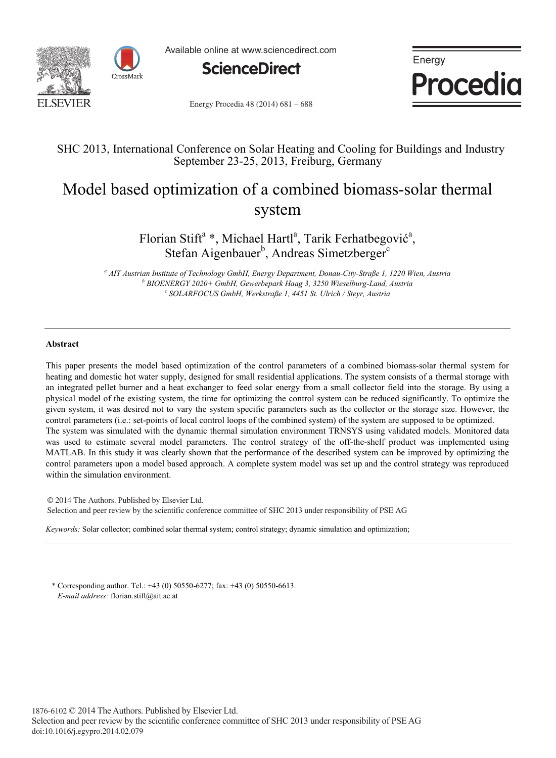SHC 2013, International Conference on Solar Heating and Cooling for Buildings and Industry
September 23-25, 2013, Freiburg, Germany

# Model based optimization of a combined biomass-solar thermal system

Florian Stift[a] *, Michael Hartl[a], Tarik Ferhatbegović[a], Stefan Aigenbauer[b], Andreas Simetzberger[c]

[a] *AIT Austrian Institute of Technology GmbH, Energy Department, Donau-City-Straße 1, 1220 Wien, Austria*
[b] *BIOENERGY 2020+ GmbH, Gewerbepark Haag 3, 3250 Wieselburg-Land, Austria*
[c] *SOLARFOCUS GmbH, Werkstraße 1, 4451 St. Ulrich / Steyr, Austria*

---

## Abstract

This paper presents the model based optimization of the control parameters of a combined biomass-solar thermal system for heating and domestic hot water supply, designed for small residential applications. The system consists of a thermal storage with an integrated pellet burner and a heat exchanger to feed solar energy from a small collector field into the storage. By using a physical model of the existing system, the time for optimizing the control system can be reduced significantly. To optimize the given system, it was desired not to vary the system specific parameters such as the collector or the storage size. However, the control parameters (i.e.: set-points of local control loops of the combined system) of the system are supposed to be optimized.
The system was simulated with the dynamic thermal simulation environment TRNSYS using validated models. Monitored data was used to estimate several model parameters. The control strategy of the off-the-shelf product was implemented using MATLAB. In this study it was clearly shown that the performance of the described system can be improved by optimizing the control parameters upon a model based approach. A complete system model was set up and the control strategy was reproduced within the simulation environment.

© 2014 The Authors. Published by Elsevier Ltd.
Selection and peer review by the scientific conference committee of SHC 2013 under responsibility of PSE AG

*Keywords:* Solar collector; combined solar thermal system; control strategy; dynamic simulation and optimization;

---

\* Corresponding author. Tel.: +43 (0) 50550-6277; fax: +43 (0) 50550-6613.
*E-mail address:* florian.stift@ait.ac.at

1876-6102 © 2014 The Authors. Published by Elsevier Ltd.
Selection and peer review by the scientific conference committee of SHC 2013 under responsibility of PSE AG
doi:10.1016/j.egypro.2014.02.079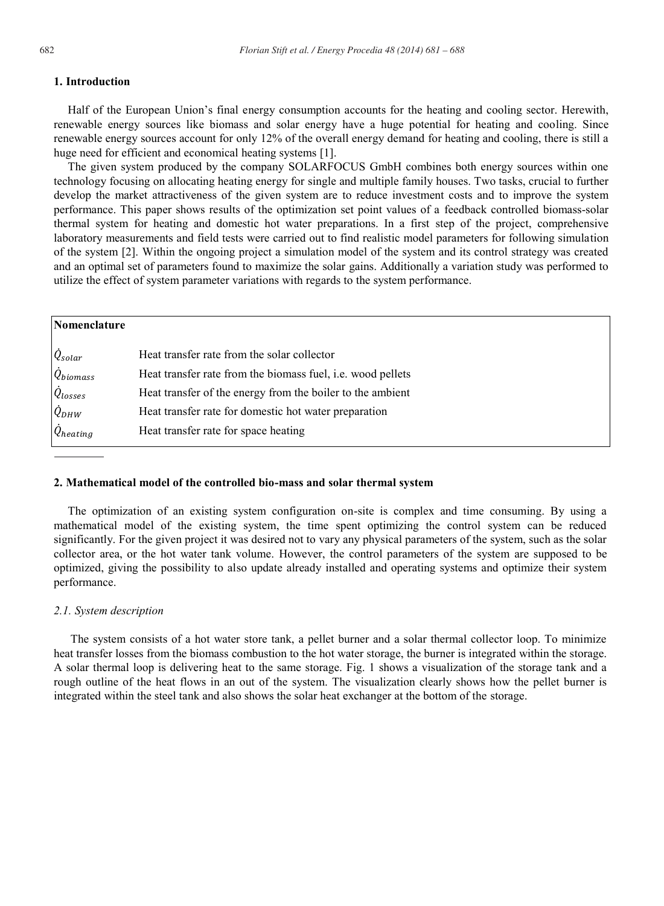## 1. Introduction

Half of the European Union's final energy consumption accounts for the heating and cooling sector. Herewith, renewable energy sources like biomass and solar energy have a huge potential for heating and cooling. Since renewable energy sources account for only 12% of the overall energy demand for heating and cooling, there is still a huge need for efficient and economical heating systems [1].

The given system produced by the company SOLARFOCUS GmbH combines both energy sources within one technology focusing on allocating heating energy for single and multiple family houses. Two tasks, crucial to further develop the market attractiveness of the given system are to reduce investment costs and to improve the system performance. This paper shows results of the optimization set point values of a feedback controlled biomass-solar thermal system for heating and domestic hot water preparations. In a first step of the project, comprehensive laboratory measurements and field tests were carried out to find realistic model parameters for following simulation of the system [2]. Within the ongoing project a simulation model of the system and its control strategy was created and an optimal set of parameters found to maximize the solar gains. Additionally a variation study was performed to utilize the effect of system parameter variations with regards to the system performance.

**Nomenclature**

| | |
|---|---|
| $\dot{Q}_{solar}$ | Heat transfer rate from the solar collector |
| $\dot{Q}_{biomass}$ | Heat transfer rate from the biomass fuel, i.e. wood pellets |
| $\dot{Q}_{losses}$ | Heat transfer of the energy from the boiler to the ambient |
| $\dot{Q}_{DHW}$ | Heat transfer rate for domestic hot water preparation |
| $\dot{Q}_{heating}$ | Heat transfer rate for space heating |

## 2. Mathematical model of the controlled bio-mass and solar thermal system

The optimization of an existing system configuration on-site is complex and time consuming. By using a mathematical model of the existing system, the time spent optimizing the control system can be reduced significantly. For the given project it was desired not to vary any physical parameters of the system, such as the solar collector area, or the hot water tank volume. However, the control parameters of the system are supposed to be optimized, giving the possibility to also update already installed and operating systems and optimize their system performance.

### *2.1. System description*

The system consists of a hot water store tank, a pellet burner and a solar thermal collector loop. To minimize heat transfer losses from the biomass combustion to the hot water storage, the burner is integrated within the storage. A solar thermal loop is delivering heat to the same storage. Fig. 1 shows a visualization of the storage tank and a rough outline of the heat flows in an out of the system. The visualization clearly shows how the pellet burner is integrated within the steel tank and also shows the solar heat exchanger at the bottom of the storage.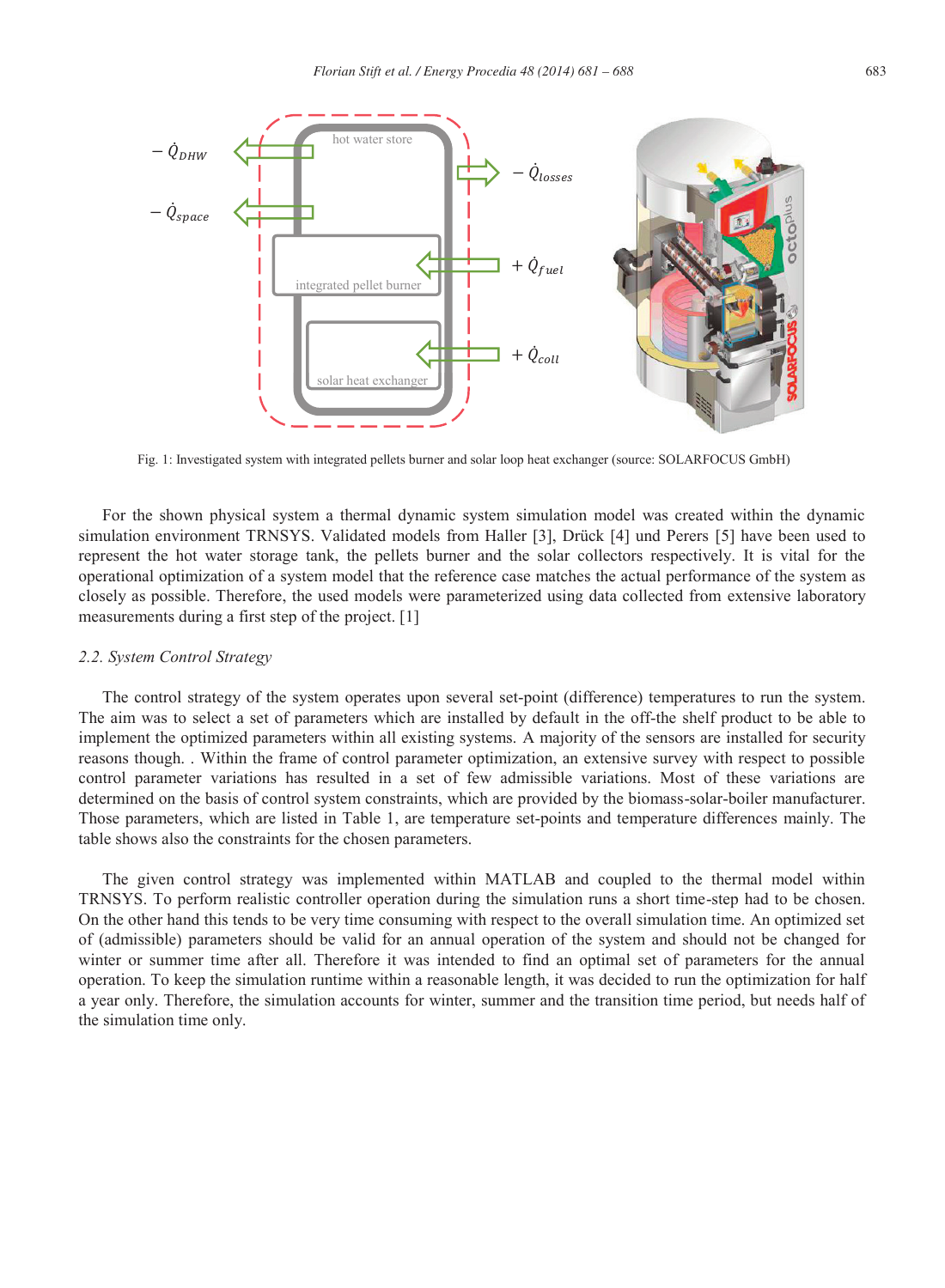$-\dot{Q}_{DHW}$

$-\dot{Q}_{space}$

hot water store

$-\dot{Q}_{losses}$

integrated pellet burner

$+\dot{Q}_{fuel}$

solar heat exchanger

$+\dot{Q}_{coll}$

octoplus

SOLARFOCUS

Fig. 1: Investigated system with integrated pellets burner and solar loop heat exchanger (source: SOLARFOCUS GmbH)

For the shown physical system a thermal dynamic system simulation model was created within the dynamic simulation environment TRNSYS. Validated models from Haller [3], Drück [4] und Perers [5] have been used to represent the hot water storage tank, the pellets burner and the solar collectors respectively. It is vital for the operational optimization of a system model that the reference case matches the actual performance of the system as closely as possible. Therefore, the used models were parameterized using data collected from extensive laboratory measurements during a first step of the project. [1]

### 2.2. System Control Strategy

The control strategy of the system operates upon several set-point (difference) temperatures to run the system. The aim was to select a set of parameters which are installed by default in the off-the shelf product to be able to implement the optimized parameters within all existing systems. A majority of the sensors are installed for security reasons though. . Within the frame of control parameter optimization, an extensive survey with respect to possible control parameter variations has resulted in a set of few admissible variations. Most of these variations are determined on the basis of control system constraints, which are provided by the biomass-solar-boiler manufacturer. Those parameters, which are listed in Table 1, are temperature set-points and temperature differences mainly. The table shows also the constraints for the chosen parameters.

The given control strategy was implemented within MATLAB and coupled to the thermal model within TRNSYS. To perform realistic controller operation during the simulation runs a short time-step had to be chosen. On the other hand this tends to be very time consuming with respect to the overall simulation time. An optimized set of (admissible) parameters should be valid for an annual operation of the system and should not be changed for winter or summer time after all. Therefore it was intended to find an optimal set of parameters for the annual operation. To keep the simulation runtime within a reasonable length, it was decided to run the optimization for half a year only. Therefore, the simulation accounts for winter, summer and the transition time period, but needs half of the simulation time only.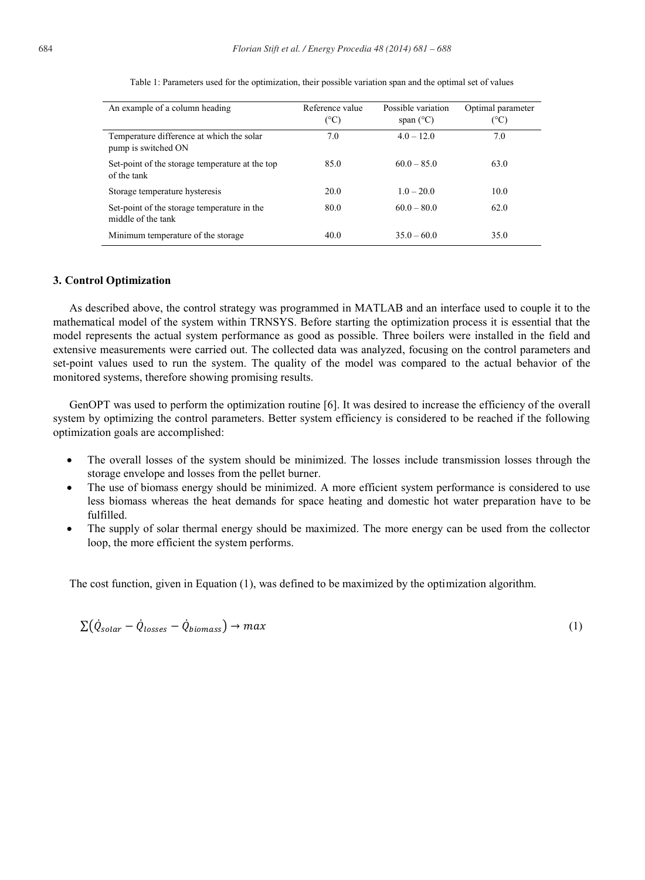Table 1: Parameters used for the optimization, their possible variation span and the optimal set of values

| An example of a column heading | Reference value (°C) | Possible variation span (°C) | Optimal parameter (°C) |
|---|---|---|---|
| Temperature difference at which the solar pump is switched ON | 7.0 | 4.0 – 12.0 | 7.0 |
| Set-point of the storage temperature at the top of the tank | 85.0 | 60.0 – 85.0 | 63.0 |
| Storage temperature hysteresis | 20.0 | 1.0 – 20.0 | 10.0 |
| Set-point of the storage temperature in the middle of the tank | 80.0 | 60.0 – 80.0 | 62.0 |
| Minimum temperature of the storage | 40.0 | 35.0 – 60.0 | 35.0 |

## 3. Control Optimization

As described above, the control strategy was programmed in MATLAB and an interface used to couple it to the mathematical model of the system within TRNSYS. Before starting the optimization process it is essential that the model represents the actual system performance as good as possible. Three boilers were installed in the field and extensive measurements were carried out. The collected data was analyzed, focusing on the control parameters and set-point values used to run the system. The quality of the model was compared to the actual behavior of the monitored systems, therefore showing promising results.

GenOPT was used to perform the optimization routine [6]. It was desired to increase the efficiency of the overall system by optimizing the control parameters. Better system efficiency is considered to be reached if the following optimization goals are accomplished:

- The overall losses of the system should be minimized. The losses include transmission losses through the storage envelope and losses from the pellet burner.
- The use of biomass energy should be minimized. A more efficient system performance is considered to use less biomass whereas the heat demands for space heating and domestic hot water preparation have to be fulfilled.
- The supply of solar thermal energy should be maximized. The more energy can be used from the collector loop, the more efficient the system performs.

The cost function, given in Equation (1), was defined to be maximized by the optimization algorithm.

$$\sum\left(\dot{Q}_{solar} - \dot{Q}_{losses} - \dot{Q}_{biomass}\right) \rightarrow max \tag{1}$$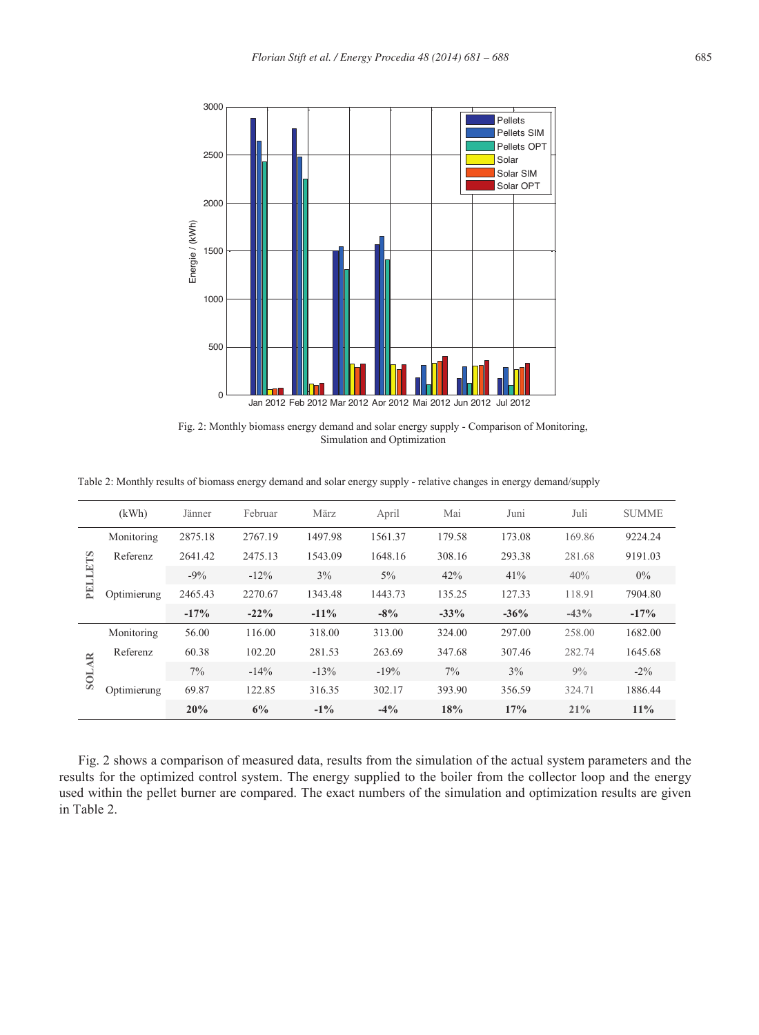Fig. 2: Monthly biomass energy demand and solar energy supply - Comparison of Monitoring, Simulation and Optimization

Table 2: Monthly results of biomass energy demand and solar energy supply - relative changes in energy demand/supply

| | (kWh) | Jänner | Februar | März | April | Mai | Juni | Juli | SUMME |
|---|---|---|---|---|---|---|---|---|---|
| PELLETS | Monitoring | 2875.18 | 2767.19 | 1497.98 | 1561.37 | 179.58 | 173.08 | 169.86 | 9224.24 |
| | Referenz | 2641.42 | 2475.13 | 1543.09 | 1648.16 | 308.16 | 293.38 | 281.68 | 9191.03 |
| | | -9% | -12% | 3% | 5% | 42% | 41% | 40% | 0% |
| | Optimierung | 2465.43 | 2270.67 | 1343.48 | 1443.73 | 135.25 | 127.33 | 118.91 | 7904.80 |
| | | **-17%** | **-22%** | **-11%** | **-8%** | **-33%** | **-36%** | **-43%** | **-17%** |
| SOLAR | Monitoring | 56.00 | 116.00 | 318.00 | 313.00 | 324.00 | 297.00 | 258.00 | 1682.00 |
| | Referenz | 60.38 | 102.20 | 281.53 | 263.69 | 347.68 | 307.46 | 282.74 | 1645.68 |
| | | 7% | -14% | -13% | -19% | 7% | 3% | 9% | -2% |
| | Optimierung | 69.87 | 122.85 | 316.35 | 302.17 | 393.90 | 356.59 | 324.71 | 1886.44 |
| | | **20%** | **6%** | **-1%** | **-4%** | **18%** | **17%** | **21%** | **11%** |

Fig. 2 shows a comparison of measured data, results from the simulation of the actual system parameters and the results for the optimized control system. The energy supplied to the boiler from the collector loop and the energy used within the pellet burner are compared. The exact numbers of the simulation and optimization results are given in Table 2.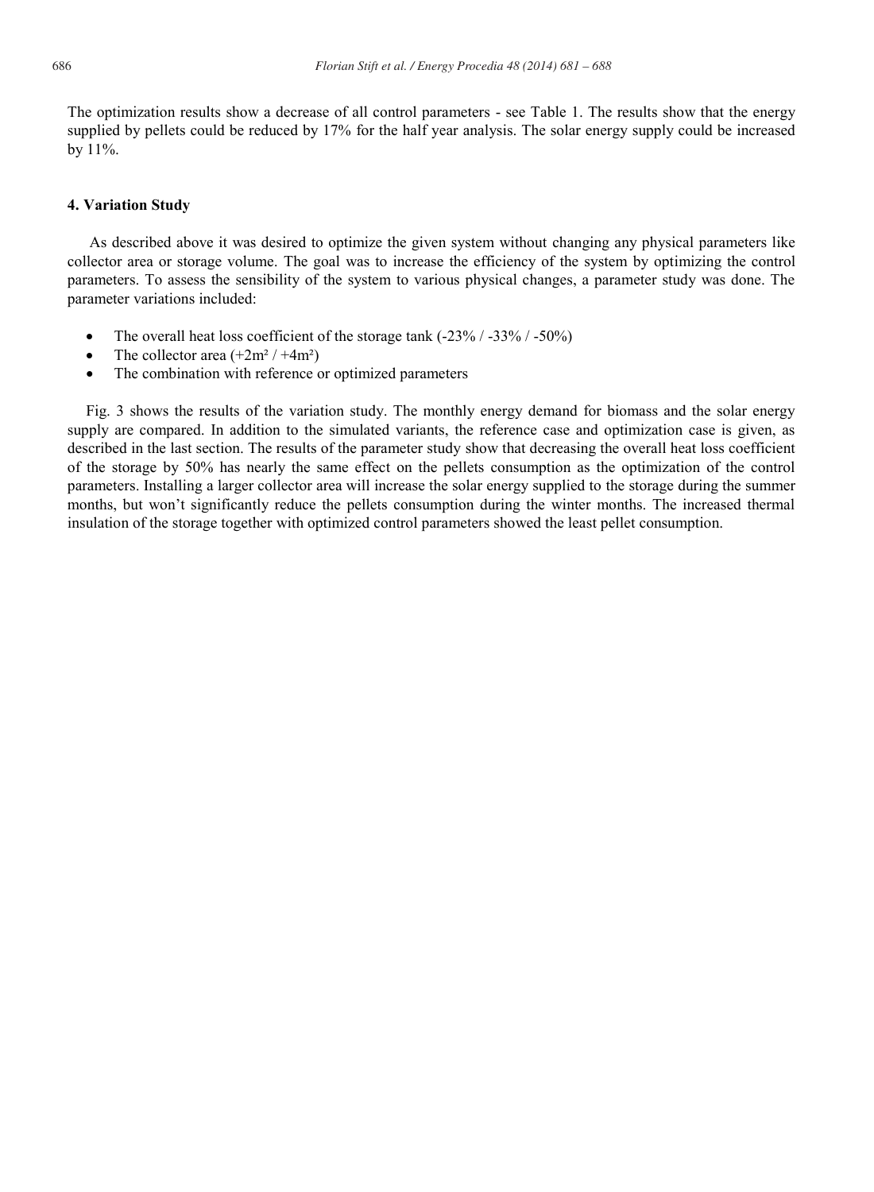The optimization results show a decrease of all control parameters - see Table 1. The results show that the energy supplied by pellets could be reduced by 17% for the half year analysis. The solar energy supply could be increased by 11%.

## 4. Variation Study

As described above it was desired to optimize the given system without changing any physical parameters like collector area or storage volume. The goal was to increase the efficiency of the system by optimizing the control parameters. To assess the sensibility of the system to various physical changes, a parameter study was done. The parameter variations included:

- The overall heat loss coefficient of the storage tank (-23% / -33% / -50%)
- The collector area (+2m² / +4m²)
- The combination with reference or optimized parameters

Fig. 3 shows the results of the variation study. The monthly energy demand for biomass and the solar energy supply are compared. In addition to the simulated variants, the reference case and optimization case is given, as described in the last section. The results of the parameter study show that decreasing the overall heat loss coefficient of the storage by 50% has nearly the same effect on the pellets consumption as the optimization of the control parameters. Installing a larger collector area will increase the solar energy supplied to the storage during the summer months, but won't significantly reduce the pellets consumption during the winter months. The increased thermal insulation of the storage together with optimized control parameters showed the least pellet consumption.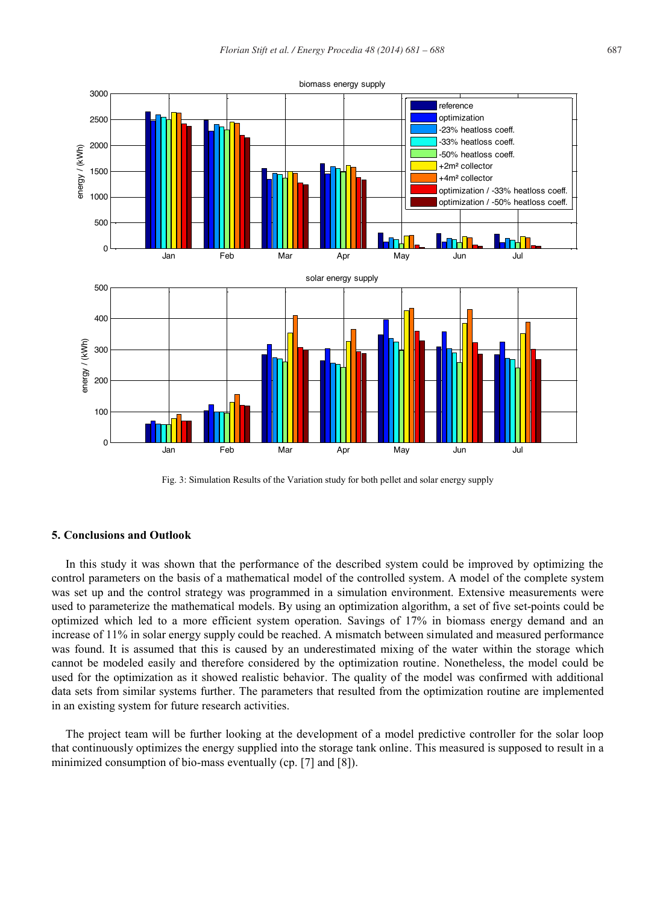Fig. 3: Simulation Results of the Variation study for both pellet and solar energy supply

## 5. Conclusions and Outlook

In this study it was shown that the performance of the described system could be improved by optimizing the control parameters on the basis of a mathematical model of the controlled system. A model of the complete system was set up and the control strategy was programmed in a simulation environment. Extensive measurements were used to parameterize the mathematical models. By using an optimization algorithm, a set of five set-points could be optimized which led to a more efficient system operation. Savings of 17% in biomass energy demand and an increase of 11% in solar energy supply could be reached. A mismatch between simulated and measured performance was found. It is assumed that this is caused by an underestimated mixing of the water within the storage which cannot be modeled easily and therefore considered by the optimization routine. Nonetheless, the model could be used for the optimization as it showed realistic behavior. The quality of the model was confirmed with additional data sets from similar systems further. The parameters that resulted from the optimization routine are implemented in an existing system for future research activities.

The project team will be further looking at the development of a model predictive controller for the solar loop that continuously optimizes the energy supplied into the storage tank online. This measured is supposed to result in a minimized consumption of bio-mass eventually (cp. [7] and [8]).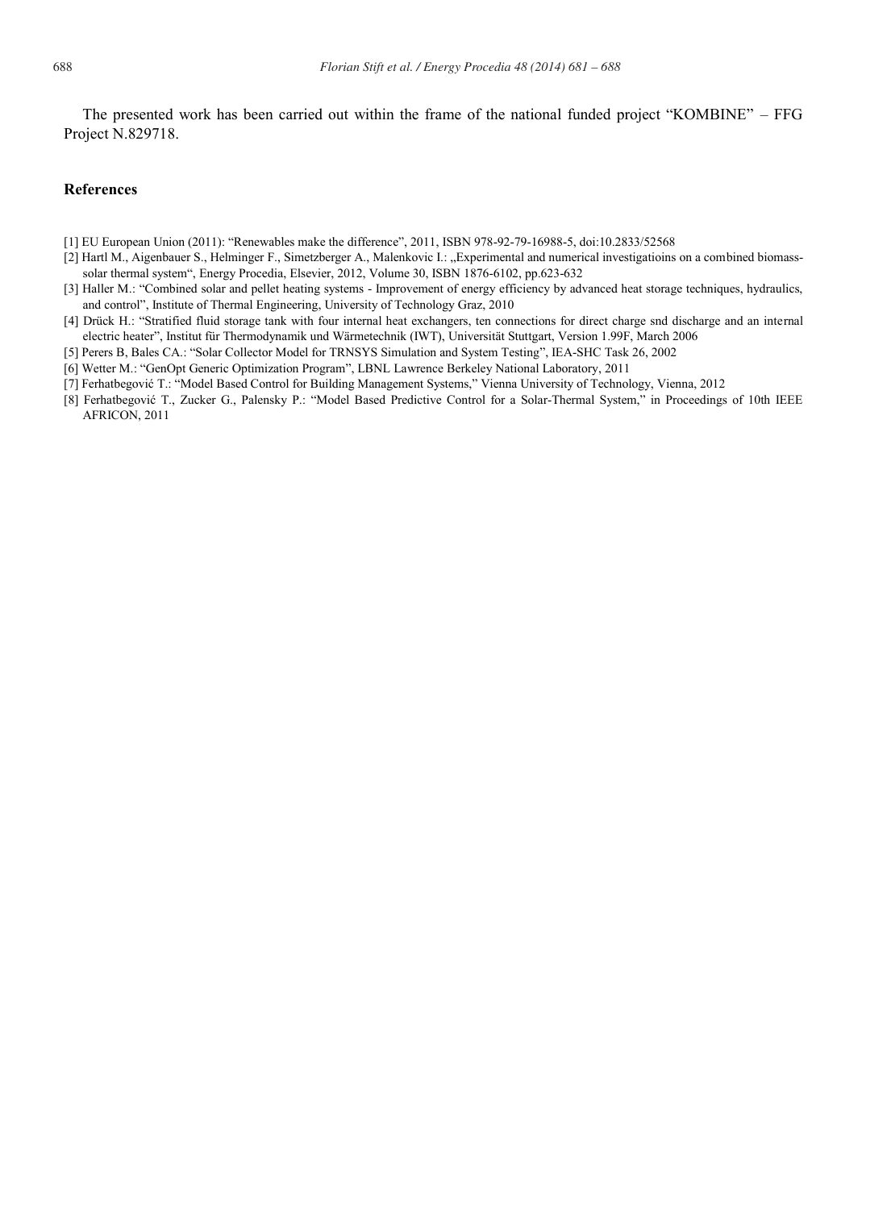The presented work has been carried out within the frame of the national funded project "KOMBINE" – FFG Project N.829718.

## References

[1] EU European Union (2011): "Renewables make the difference", 2011, ISBN 978-92-79-16988-5, doi:10.2833/52568

[2] Hartl M., Aigenbauer S., Helminger F., Simetzberger A., Malenkovic I.: „Experimental and numerical investigatioins on a combined biomass-solar thermal system", Energy Procedia, Elsevier, 2012, Volume 30, ISBN 1876-6102, pp.623-632

[3] Haller M.: "Combined solar and pellet heating systems - Improvement of energy efficiency by advanced heat storage techniques, hydraulics, and control", Institute of Thermal Engineering, University of Technology Graz, 2010

[4] Drück H.: "Stratified fluid storage tank with four internal heat exchangers, ten connections for direct charge snd discharge and an internal electric heater", Institut für Thermodynamik und Wärmetechnik (IWT), Universität Stuttgart, Version 1.99F, March 2006

[5] Perers B, Bales CA.: "Solar Collector Model for TRNSYS Simulation and System Testing", IEA-SHC Task 26, 2002

[6] Wetter M.: "GenOpt Generic Optimization Program", LBNL Lawrence Berkeley National Laboratory, 2011

[7] Ferhatbegović T.: "Model Based Control for Building Management Systems," Vienna University of Technology, Vienna, 2012

[8] Ferhatbegović T., Zucker G., Palensky P.: "Model Based Predictive Control for a Solar-Thermal System," in Proceedings of 10th IEEE AFRICON, 2011